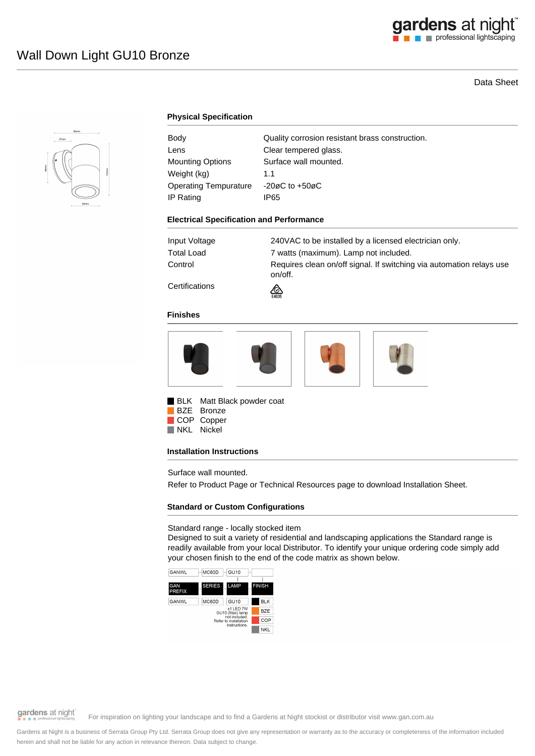# Wall Down Light GU10 Bronze

Data Sheet

## Physical Specification

| | |
|---|---|
| Body | Quality corrosion resistant brass construction. |
| Lens | Clear tempered glass. |
| Mounting Options | Surface wall mounted. |
| Weight (kg) | 1.1 |
| Operating Tempurature | -20øC to +50øC |
| IP Rating | IP65 |

## Electrical Specification and Performance

| | |
|---|---|
| Input Voltage | 240VAC to be installed by a licensed electrician only. |
| Total Load | 7 watts (maximum). Lamp not included. |
| Control | Requires clean on/off signal. If switching via automation relays use on/off. |
| Certifications | E4635 |

## Finishes

- BLK Matt Black powder coat
- BZE Bronze
- COP Copper
- NKL Nickel

## Installation Instructions

Surface wall mounted.

Refer to Product Page or Technical Resources page to download Installation Sheet.

## Standard or Custom Configurations

Standard range - locally stocked item

Designed to suit a variety of residential and landscaping applications the Standard range is readily available from your local Distributor. To identify your unique ordering code simply add your chosen finish to the end of the code matrix as shown below.

| GANWL | MC60D | GU10 | |
|---|---|---|---|
| GAN PREFIX | SERIES | LAMP | FINISH |
| GANWL | MC60D | GU10 | BLK |
| | | x1 LED 7W GU10 (Max) lamp not included. Refer to installation instructions. | BZE |
| | | | COP |
| | | | NKL |

For inspiration on lighting your landscape and to find a Gardens at Night stockist or distributor visit www.gan.com.au

Gardens at Night is a business of Serrata Group Pty Ltd. Serrata Group does not give any representation or warranty as to the accuracy or completeness of the information included herein and shall not be liable for any action in relevance thereon. Data subject to change.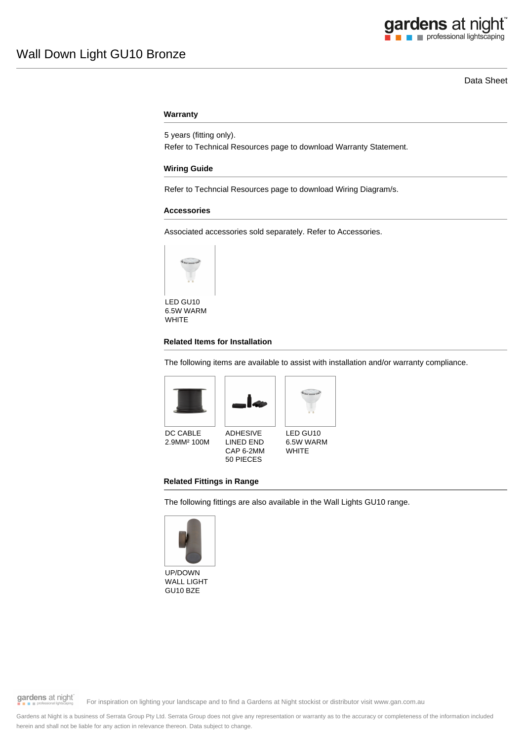# Wall Down Light GU10 Bronze

Data Sheet

### Warranty

5 years (fitting only).
Refer to Technical Resources page to download Warranty Statement.

### Wiring Guide

Refer to Techncial Resources page to download Wiring Diagram/s.

### Accessories

Associated accessories sold separately. Refer to Accessories.

LED GU10 6.5W WARM WHITE

### Related Items for Installation

The following items are available to assist with installation and/or warranty compliance.

DC CABLE 2.9MM² 100M

ADHESIVE LINED END CAP 6-2MM 50 PIECES

LED GU10 6.5W WARM WHITE

### Related Fittings in Range

The following fittings are also available in the Wall Lights GU10 range.

UP/DOWN WALL LIGHT GU10 BZE

For inspiration on lighting your landscape and to find a Gardens at Night stockist or distributor visit www.gan.com.au

Gardens at Night is a business of Serrata Group Pty Ltd. Serrata Group does not give any representation or warranty as to the accuracy or completeness of the information included herein and shall not be liable for any action in relevance thereon. Data subject to change.